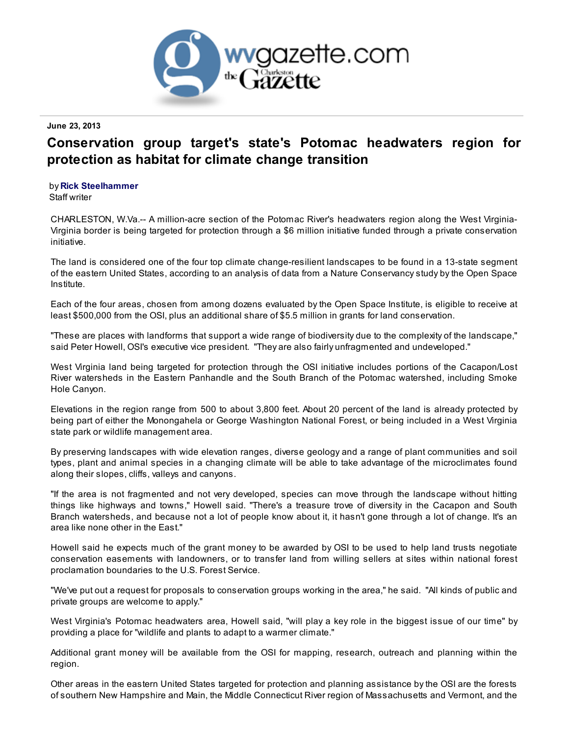wvgazette.com the Charleston Gazette

**June 23, 2013**

# Conservation group target's state's Potomac headwaters region for protection as habitat for climate change transition

by **Rick Steelhammer**
Staff writer

CHARLESTON, W.Va.-- A million-acre section of the Potomac River's headwaters region along the West Virginia-Virginia border is being targeted for protection through a $6 million initiative funded through a private conservation initiative.

The land is considered one of the four top climate change-resilient landscapes to be found in a 13-state segment of the eastern United States, according to an analysis of data from a Nature Conservancy study by the Open Space Institute.

Each of the four areas, chosen from among dozens evaluated by the Open Space Institute, is eligible to receive at least $500,000 from the OSI, plus an additional share of $5.5 million in grants for land conservation.

"These are places with landforms that support a wide range of biodiversity due to the complexity of the landscape," said Peter Howell, OSI's executive vice president. "They are also fairly unfragmented and undeveloped."

West Virginia land being targeted for protection through the OSI initiative includes portions of the Cacapon/Lost River watersheds in the Eastern Panhandle and the South Branch of the Potomac watershed, including Smoke Hole Canyon.

Elevations in the region range from 500 to about 3,800 feet. About 20 percent of the land is already protected by being part of either the Monongahela or George Washington National Forest, or being included in a West Virginia state park or wildlife management area.

By preserving landscapes with wide elevation ranges, diverse geology and a range of plant communities and soil types, plant and animal species in a changing climate will be able to take advantage of the microclimates found along their slopes, cliffs, valleys and canyons.

"If the area is not fragmented and not very developed, species can move through the landscape without hitting things like highways and towns," Howell said. "There's a treasure trove of diversity in the Cacapon and South Branch watersheds, and because not a lot of people know about it, it hasn't gone through a lot of change. It's an area like none other in the East."

Howell said he expects much of the grant money to be awarded by OSI to be used to help land trusts negotiate conservation easements with landowners, or to transfer land from willing sellers at sites within national forest proclamation boundaries to the U.S. Forest Service.

"We've put out a request for proposals to conservation groups working in the area," he said. "All kinds of public and private groups are welcome to apply."

West Virginia's Potomac headwaters area, Howell said, "will play a key role in the biggest issue of our time" by providing a place for "wildlife and plants to adapt to a warmer climate."

Additional grant money will be available from the OSI for mapping, research, outreach and planning within the region.

Other areas in the eastern United States targeted for protection and planning assistance by the OSI are the forests of southern New Hampshire and Main, the Middle Connecticut River region of Massachusetts and Vermont, and the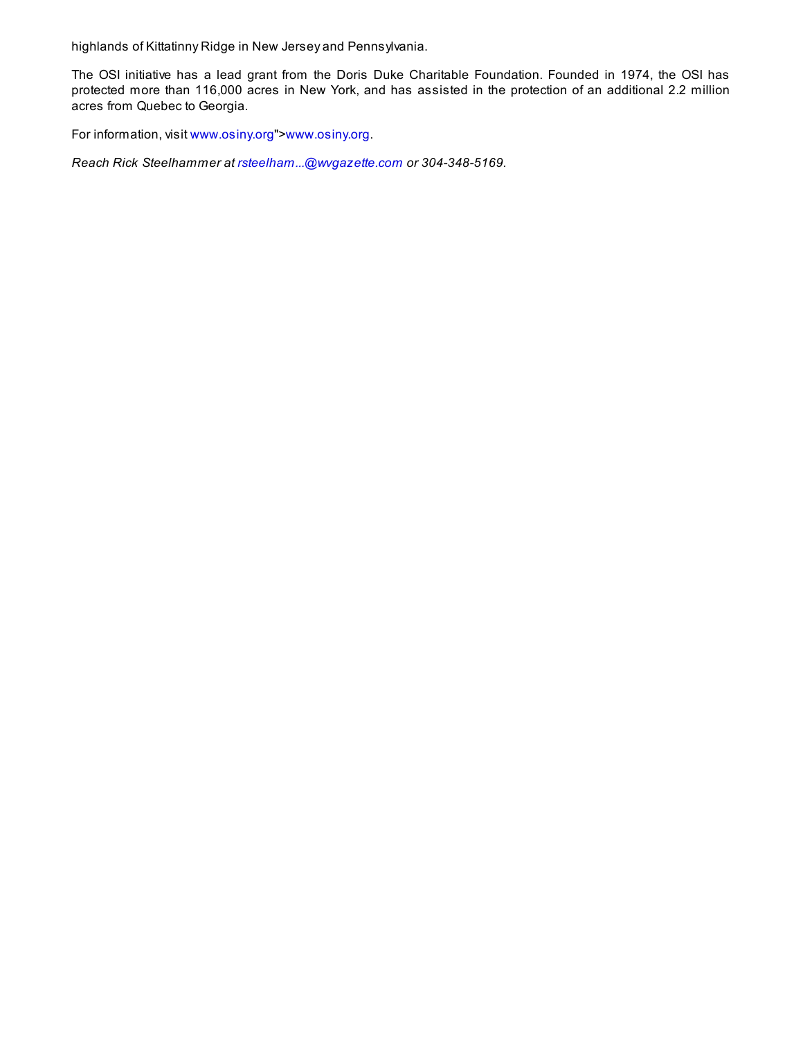highlands of Kittatinny Ridge in New Jersey and Pennsylvania.

The OSI initiative has a lead grant from the Doris Duke Charitable Foundation. Founded in 1974, the OSI has protected more than 116,000 acres in New York, and has assisted in the protection of an additional 2.2 million acres from Quebec to Georgia.

For information, visit www.osiny.org">www.osiny.org.

*Reach Rick Steelhammer at rsteelham...@wvgazette.com or 304-348-5169.*